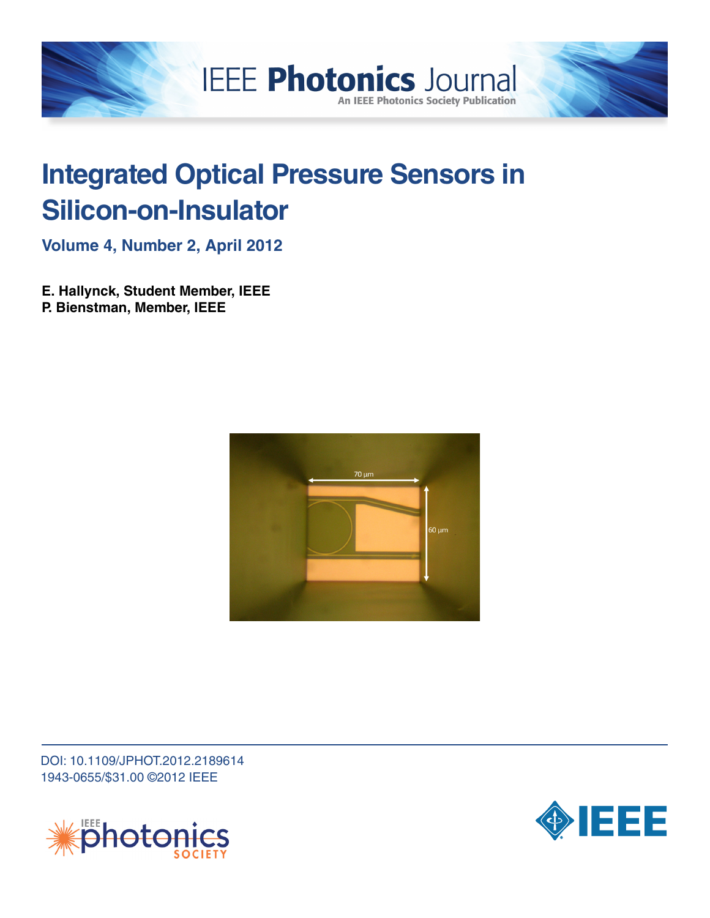IEEE Photonics Journal

An IEEE Photonics Society Publication

# Integrated Optical Pressure Sensors in Silicon-on-Insulator

## Volume 4, Number 2, April 2012

**E. Hallynck, Student Member, IEEE**
**P. Bienstman, Member, IEEE**

DOI: 10.1109/JPHOT.2012.2189614
1943-0655/$31.00 ©2012 IEEE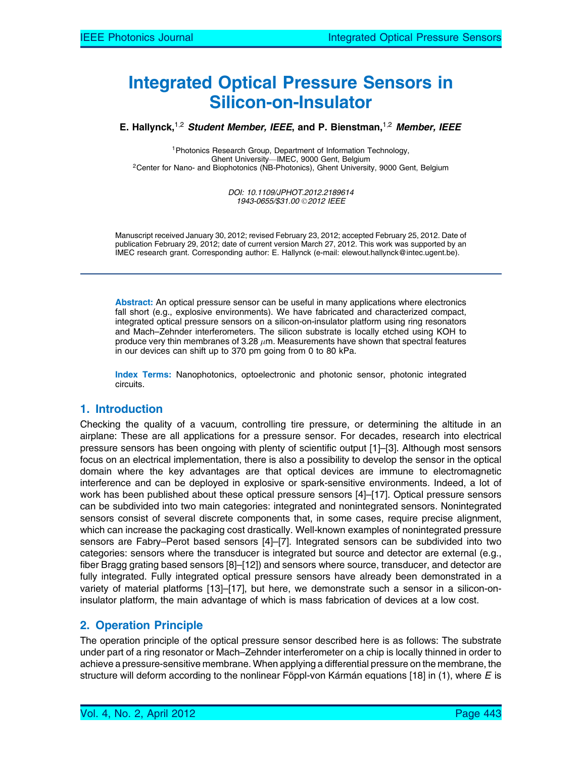# Integrated Optical Pressure Sensors in Silicon-on-Insulator

**E. Hallynck,**[1,2] ***Student Member, IEEE*****, and P. Bienstman,**[1,2] ***Member, IEEE***

[1]Photonics Research Group, Department of Information Technology, Ghent University—IMEC, 9000 Gent, Belgium
[2]Center for Nano- and Biophotonics (NB-Photonics), Ghent University, 9000 Gent, Belgium

*DOI: 10.1109/JPHOT.2012.2189614*
*1943-0655/$31.00 ©2012 IEEE*

Manuscript received January 30, 2012; revised February 23, 2012; accepted February 25, 2012. Date of publication February 29, 2012; date of current version March 27, 2012. This work was supported by an IMEC research grant. Corresponding author: E. Hallynck (e-mail: elewout.hallynck@intec.ugent.be).

**Abstract:** An optical pressure sensor can be useful in many applications where electronics fall short (e.g., explosive environments). We have fabricated and characterized compact, integrated optical pressure sensors on a silicon-on-insulator platform using ring resonators and Mach–Zehnder interferometers. The silicon substrate is locally etched using KOH to produce very thin membranes of 3.28 $\mu$m. Measurements have shown that spectral features in our devices can shift up to 370 pm going from 0 to 80 kPa.

**Index Terms:** Nanophotonics, optoelectronic and photonic sensor, photonic integrated circuits.

## 1. Introduction

Checking the quality of a vacuum, controlling tire pressure, or determining the altitude in an airplane: These are all applications for a pressure sensor. For decades, research into electrical pressure sensors has been ongoing with plenty of scientific output [1]–[3]. Although most sensors focus on an electrical implementation, there is also a possibility to develop the sensor in the optical domain where the key advantages are that optical devices are immune to electromagnetic interference and can be deployed in explosive or spark-sensitive environments. Indeed, a lot of work has been published about these optical pressure sensors [4]–[17]. Optical pressure sensors can be subdivided into two main categories: integrated and nonintegrated sensors. Nonintegrated sensors consist of several discrete components that, in some cases, require precise alignment, which can increase the packaging cost drastically. Well-known examples of nonintegrated pressure sensors are Fabry–Perot based sensors [4]–[7]. Integrated sensors can be subdivided into two categories: sensors where the transducer is integrated but source and detector are external (e.g., fiber Bragg grating based sensors [8]–[12]) and sensors where source, transducer, and detector are fully integrated. Fully integrated optical pressure sensors have already been demonstrated in a variety of material platforms [13]–[17], but here, we demonstrate such a sensor in a silicon-on-insulator platform, the main advantage of which is mass fabrication of devices at a low cost.

## 2. Operation Principle

The operation principle of the optical pressure sensor described here is as follows: The substrate under part of a ring resonator or Mach–Zehnder interferometer on a chip is locally thinned in order to achieve a pressure-sensitive membrane. When applying a differential pressure on the membrane, the structure will deform according to the nonlinear Föppl-von Kármán equations [18] in (1), where $E$ is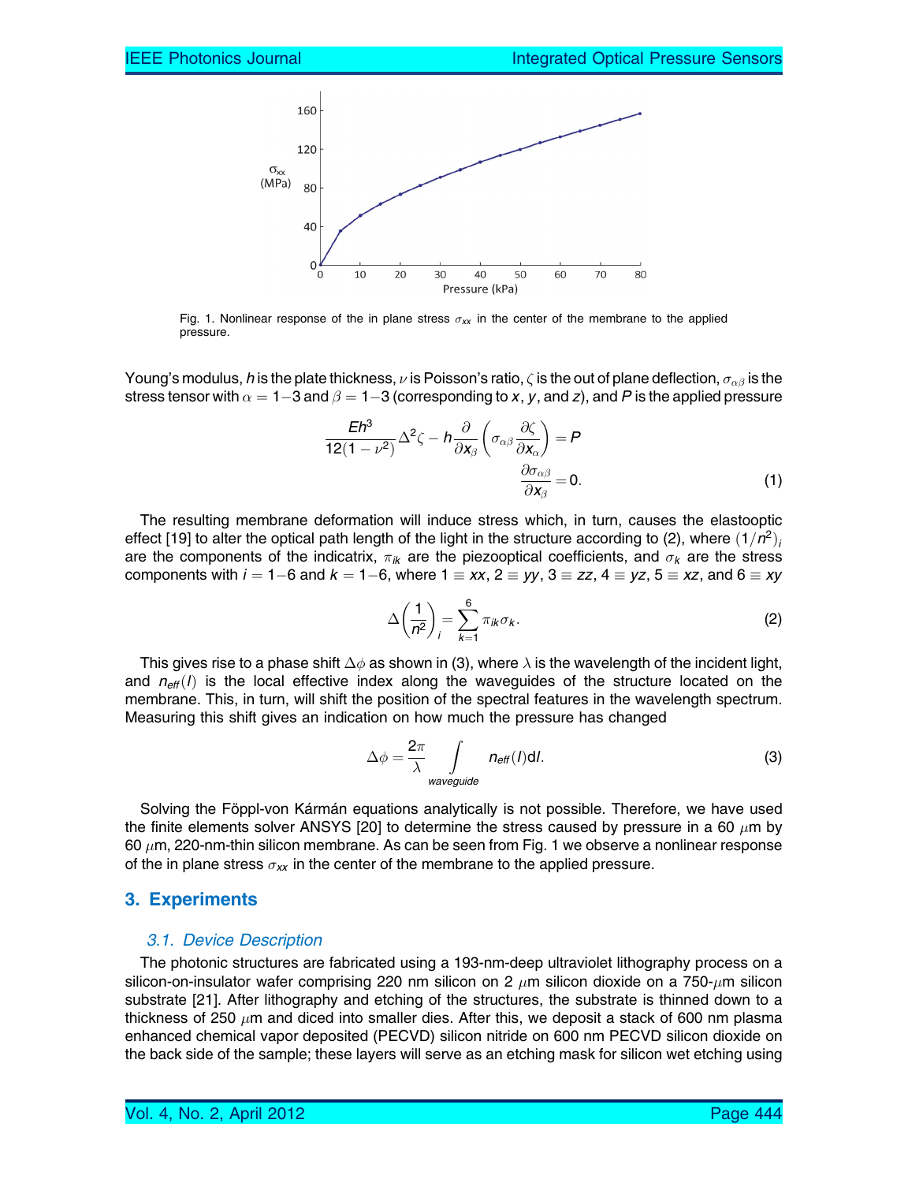Fig. 1. Nonlinear response of the in plane stress $\sigma_{xx}$ in the center of the membrane to the applied pressure.

Young's modulus, $h$ is the plate thickness, $\nu$ is Poisson's ratio, $\zeta$ is the out of plane deflection, $\sigma_{\alpha\beta}$ is the stress tensor with $\alpha = 1{-}3$ and $\beta = 1{-}3$ (corresponding to $x$, $y$, and $z$), and $P$ is the applied pressure

$$\frac{Eh^3}{12(1-\nu^2)}\Delta^2\zeta - h\frac{\partial}{\partial x_\beta}\left(\sigma_{\alpha\beta}\frac{\partial\zeta}{\partial x_\alpha}\right) = P$$
$$\frac{\partial\sigma_{\alpha\beta}}{\partial x_\beta} = 0. \tag{1}$$

The resulting membrane deformation will induce stress which, in turn, causes the elastooptic effect [19] to alter the optical path length of the light in the structure according to (2), where $(1/n^2)_i$ are the components of the indicatrix, $\pi_{ik}$ are the piezooptical coefficients, and $\sigma_k$ are the stress components with $i = 1{-}6$ and $k = 1{-}6$, where $1 \equiv xx$, $2 \equiv yy$, $3 \equiv zz$, $4 \equiv yz$, $5 \equiv xz$, and $6 \equiv xy$

$$\Delta\left(\frac{1}{n^2}\right)_i = \sum_{k=1}^{6}\pi_{ik}\sigma_k. \tag{2}$$

This gives rise to a phase shift $\Delta\phi$ as shown in (3), where $\lambda$ is the wavelength of the incident light, and $n_{eff}(l)$ is the local effective index along the waveguides of the structure located on the membrane. This, in turn, will shift the position of the spectral features in the wavelength spectrum. Measuring this shift gives an indication on how much the pressure has changed

$$\Delta\phi = \frac{2\pi}{\lambda}\int_{waveguide} n_{eff}(l)\mathrm{d}l. \tag{3}$$

Solving the Föppl-von Kármán equations analytically is not possible. Therefore, we have used the finite elements solver ANSYS [20] to determine the stress caused by pressure in a 60 $\mu$m by 60 $\mu$m, 220-nm-thin silicon membrane. As can be seen from Fig. 1 we observe a nonlinear response of the in plane stress $\sigma_{xx}$ in the center of the membrane to the applied pressure.

## 3. Experiments

### 3.1. Device Description

The photonic structures are fabricated using a 193-nm-deep ultraviolet lithography process on a silicon-on-insulator wafer comprising 220 nm silicon on 2 $\mu$m silicon dioxide on a 750-$\mu$m silicon substrate [21]. After lithography and etching of the structures, the substrate is thinned down to a thickness of 250 $\mu$m and diced into smaller dies. After this, we deposit a stack of 600 nm plasma enhanced chemical vapor deposited (PECVD) silicon nitride on 600 nm PECVD silicon dioxide on the back side of the sample; these layers will serve as an etching mask for silicon wet etching using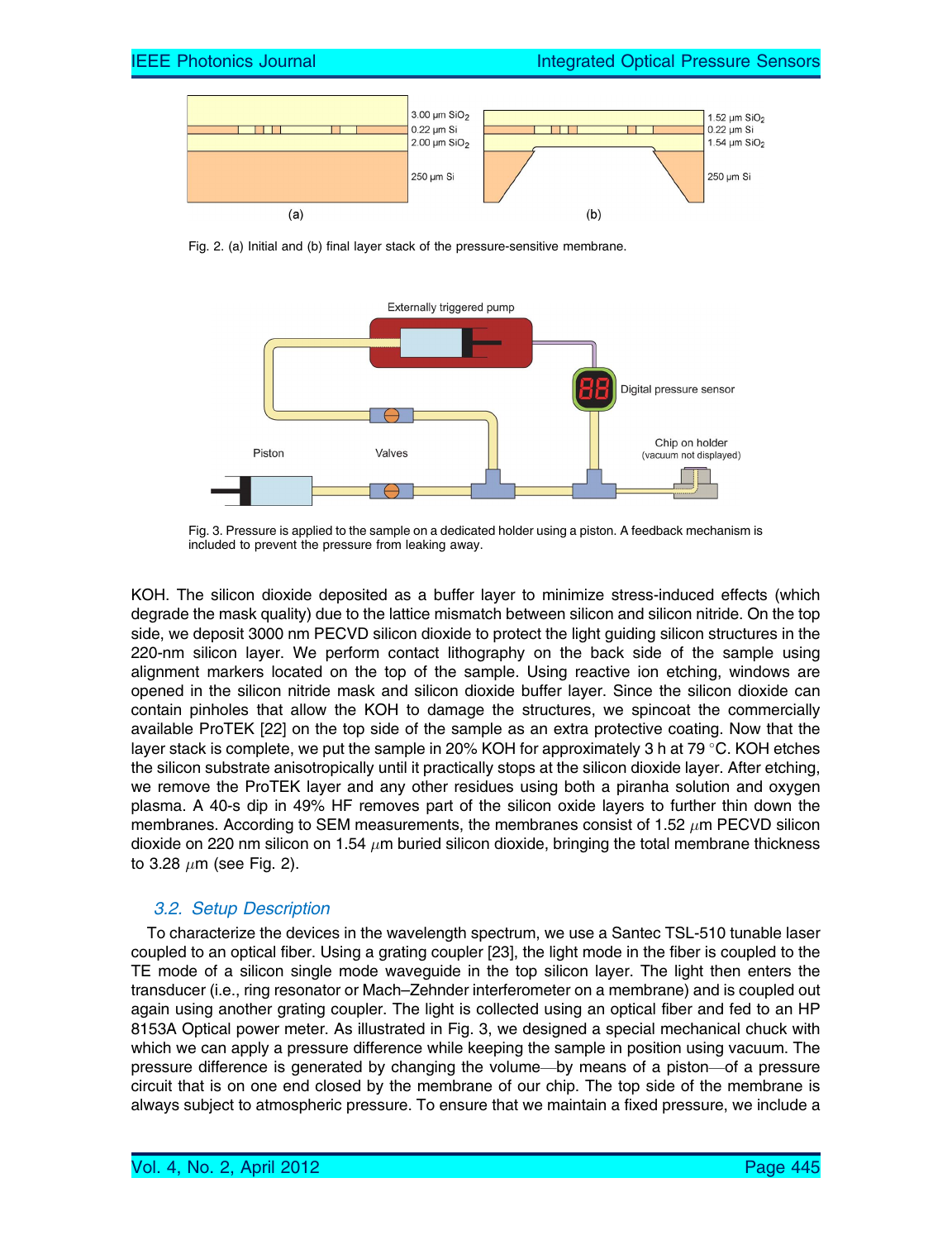Fig. 2. (a) Initial and (b) final layer stack of the pressure-sensitive membrane.

Fig. 3. Pressure is applied to the sample on a dedicated holder using a piston. A feedback mechanism is included to prevent the pressure from leaking away.

KOH. The silicon dioxide deposited as a buffer layer to minimize stress-induced effects (which degrade the mask quality) due to the lattice mismatch between silicon and silicon nitride. On the top side, we deposit 3000 nm PECVD silicon dioxide to protect the light guiding silicon structures in the 220-nm silicon layer. We perform contact lithography on the back side of the sample using alignment markers located on the top of the sample. Using reactive ion etching, windows are opened in the silicon nitride mask and silicon dioxide buffer layer. Since the silicon dioxide can contain pinholes that allow the KOH to damage the structures, we spincoat the commercially available ProTEK [22] on the top side of the sample as an extra protective coating. Now that the layer stack is complete, we put the sample in 20% KOH for approximately 3 h at 79 °C. KOH etches the silicon substrate anisotropically until it practically stops at the silicon dioxide layer. After etching, we remove the ProTEK layer and any other residues using both a piranha solution and oxygen plasma. A 40-s dip in 49% HF removes part of the silicon oxide layers to further thin down the membranes. According to SEM measurements, the membranes consist of 1.52 $\mu$m PECVD silicon dioxide on 220 nm silicon on 1.54 $\mu$m buried silicon dioxide, bringing the total membrane thickness to 3.28 $\mu$m (see Fig. 2).

### 3.2. Setup Description

To characterize the devices in the wavelength spectrum, we use a Santec TSL-510 tunable laser coupled to an optical fiber. Using a grating coupler [23], the light mode in the fiber is coupled to the TE mode of a silicon single mode waveguide in the top silicon layer. The light then enters the transducer (i.e., ring resonator or Mach–Zehnder interferometer on a membrane) and is coupled out again using another grating coupler. The light is collected using an optical fiber and fed to an HP 8153A Optical power meter. As illustrated in Fig. 3, we designed a special mechanical chuck with which we can apply a pressure difference while keeping the sample in position using vacuum. The pressure difference is generated by changing the volume—by means of a piston—of a pressure circuit that is on one end closed by the membrane of our chip. The top side of the membrane is always subject to atmospheric pressure. To ensure that we maintain a fixed pressure, we include a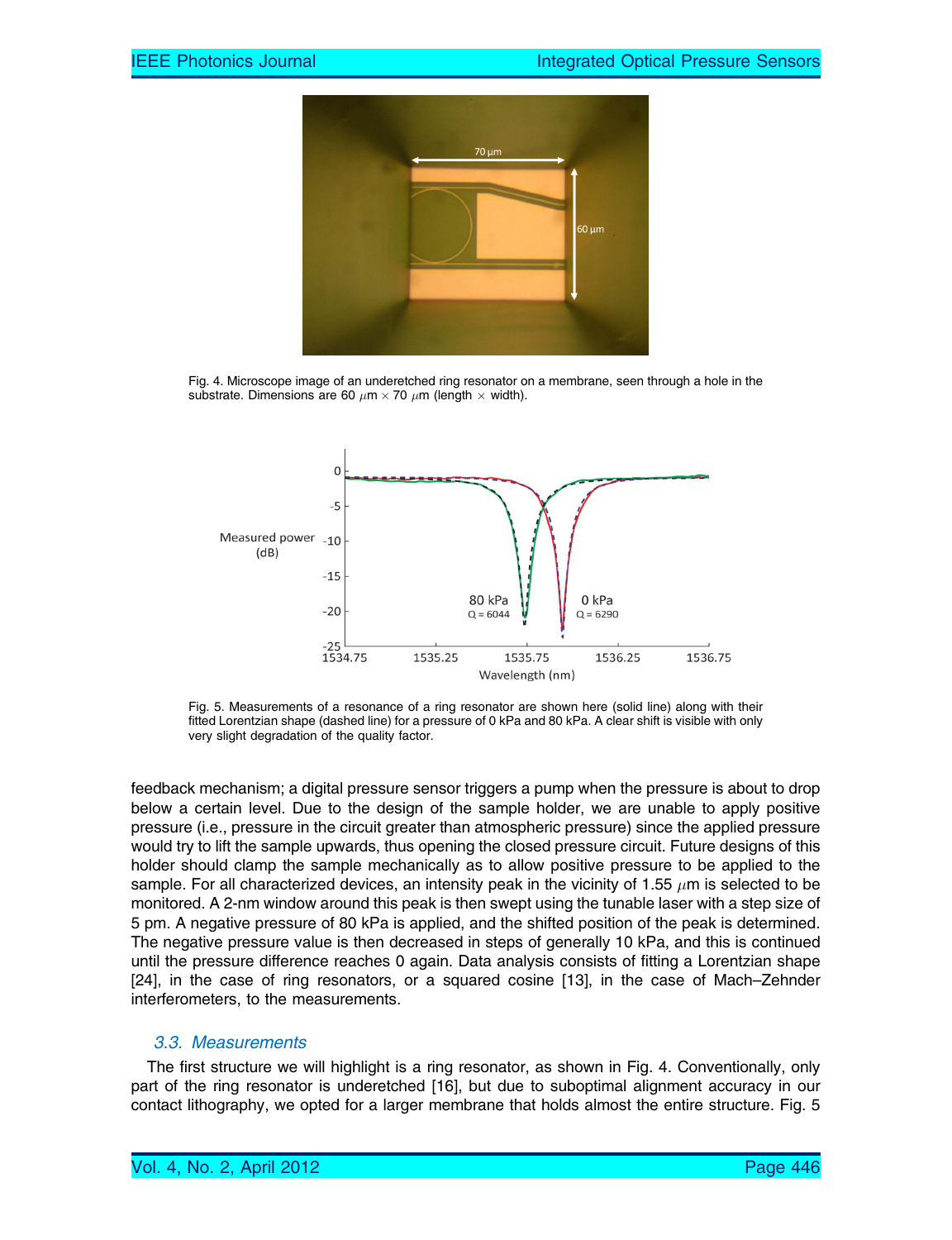Fig. 4. Microscope image of an underetched ring resonator on a membrane, seen through a hole in the substrate. Dimensions are 60 $\mu$m $\times$ 70 $\mu$m (length $\times$ width).

Fig. 5. Measurements of a resonance of a ring resonator are shown here (solid line) along with their fitted Lorentzian shape (dashed line) for a pressure of 0 kPa and 80 kPa. A clear shift is visible with only very slight degradation of the quality factor.

feedback mechanism; a digital pressure sensor triggers a pump when the pressure is about to drop below a certain level. Due to the design of the sample holder, we are unable to apply positive pressure (i.e., pressure in the circuit greater than atmospheric pressure) since the applied pressure would try to lift the sample upwards, thus opening the closed pressure circuit. Future designs of this holder should clamp the sample mechanically as to allow positive pressure to be applied to the sample. For all characterized devices, an intensity peak in the vicinity of 1.55 $\mu$m is selected to be monitored. A 2-nm window around this peak is then swept using the tunable laser with a step size of 5 pm. A negative pressure of 80 kPa is applied, and the shifted position of the peak is determined. The negative pressure value is then decreased in steps of generally 10 kPa, and this is continued until the pressure difference reaches 0 again. Data analysis consists of fitting a Lorentzian shape [24], in the case of ring resonators, or a squared cosine [13], in the case of Mach–Zehnder interferometers, to the measurements.

### 3.3. Measurements

The first structure we will highlight is a ring resonator, as shown in Fig. 4. Conventionally, only part of the ring resonator is underetched [16], but due to suboptimal alignment accuracy in our contact lithography, we opted for a larger membrane that holds almost the entire structure. Fig. 5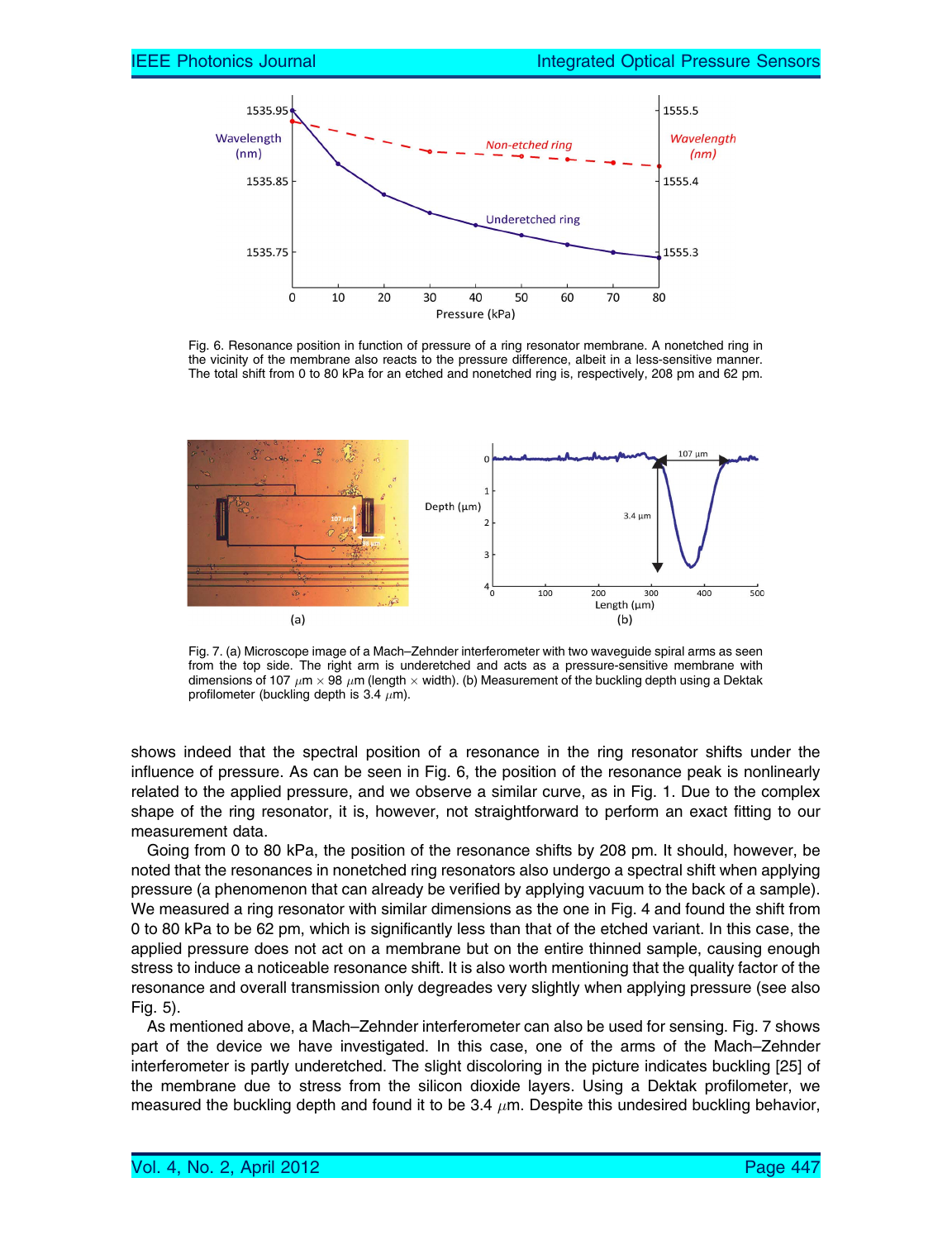Fig. 6. Resonance position in function of pressure of a ring resonator membrane. A nonetched ring in the vicinity of the membrane also reacts to the pressure difference, albeit in a less-sensitive manner. The total shift from 0 to 80 kPa for an etched and nonetched ring is, respectively, 208 pm and 62 pm.

Fig. 7. (a) Microscope image of a Mach–Zehnder interferometer with two waveguide spiral arms as seen from the top side. The right arm is underetched and acts as a pressure-sensitive membrane with dimensions of 107 $\mu$m $\times$ 98 $\mu$m (length $\times$ width). (b) Measurement of the buckling depth using a Dektak profilometer (buckling depth is 3.4 $\mu$m).

shows indeed that the spectral position of a resonance in the ring resonator shifts under the influence of pressure. As can be seen in Fig. 6, the position of the resonance peak is nonlinearly related to the applied pressure, and we observe a similar curve, as in Fig. 1. Due to the complex shape of the ring resonator, it is, however, not straightforward to perform an exact fitting to our measurement data.

Going from 0 to 80 kPa, the position of the resonance shifts by 208 pm. It should, however, be noted that the resonances in nonetched ring resonators also undergo a spectral shift when applying pressure (a phenomenon that can already be verified by applying vacuum to the back of a sample). We measured a ring resonator with similar dimensions as the one in Fig. 4 and found the shift from 0 to 80 kPa to be 62 pm, which is significantly less than that of the etched variant. In this case, the applied pressure does not act on a membrane but on the entire thinned sample, causing enough stress to induce a noticeable resonance shift. It is also worth mentioning that the quality factor of the resonance and overall transmission only degreades very slightly when applying pressure (see also Fig. 5).

As mentioned above, a Mach–Zehnder interferometer can also be used for sensing. Fig. 7 shows part of the device we have investigated. In this case, one of the arms of the Mach–Zehnder interferometer is partly underetched. The slight discoloring in the picture indicates buckling [25] of the membrane due to stress from the silicon dioxide layers. Using a Dektak profilometer, we measured the buckling depth and found it to be 3.4 $\mu$m. Despite this undesired buckling behavior,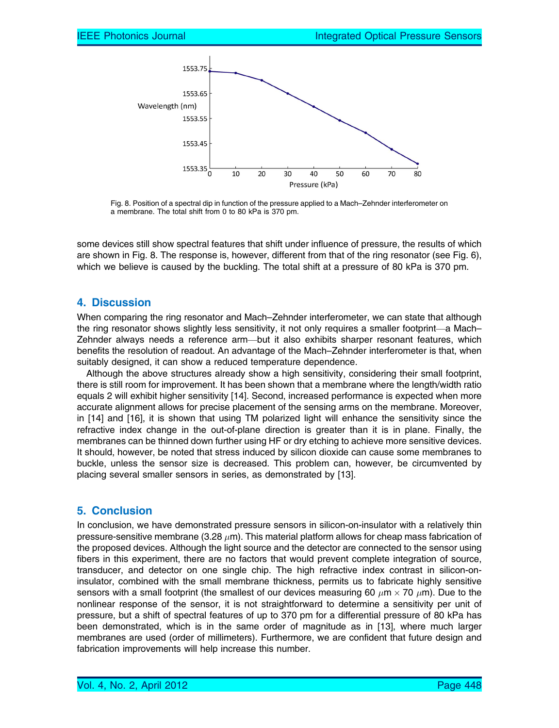Fig. 8. Position of a spectral dip in function of the pressure applied to a Mach–Zehnder interferometer on a membrane. The total shift from 0 to 80 kPa is 370 pm.

some devices still show spectral features that shift under influence of pressure, the results of which are shown in Fig. 8. The response is, however, different from that of the ring resonator (see Fig. 6), which we believe is caused by the buckling. The total shift at a pressure of 80 kPa is 370 pm.

## 4. Discussion

When comparing the ring resonator and Mach–Zehnder interferometer, we can state that although the ring resonator shows slightly less sensitivity, it not only requires a smaller footprint—a Mach–Zehnder always needs a reference arm—but it also exhibits sharper resonant features, which benefits the resolution of readout. An advantage of the Mach–Zehnder interferometer is that, when suitably designed, it can show a reduced temperature dependence.

Although the above structures already show a high sensitivity, considering their small footprint, there is still room for improvement. It has been shown that a membrane where the length/width ratio equals 2 will exhibit higher sensitivity [14]. Second, increased performance is expected when more accurate alignment allows for precise placement of the sensing arms on the membrane. Moreover, in [14] and [16], it is shown that using TM polarized light will enhance the sensitivity since the refractive index change in the out-of-plane direction is greater than it is in plane. Finally, the membranes can be thinned down further using HF or dry etching to achieve more sensitive devices. It should, however, be noted that stress induced by silicon dioxide can cause some membranes to buckle, unless the sensor size is decreased. This problem can, however, be circumvented by placing several smaller sensors in series, as demonstrated by [13].

## 5. Conclusion

In conclusion, we have demonstrated pressure sensors in silicon-on-insulator with a relatively thin pressure-sensitive membrane (3.28 $\mu$m). This material platform allows for cheap mass fabrication of the proposed devices. Although the light source and the detector are connected to the sensor using fibers in this experiment, there are no factors that would prevent complete integration of source, transducer, and detector on one single chip. The high refractive index contrast in silicon-on-insulator, combined with the small membrane thickness, permits us to fabricate highly sensitive sensors with a small footprint (the smallest of our devices measuring 60 $\mu$m $\times$ 70 $\mu$m). Due to the nonlinear response of the sensor, it is not straightforward to determine a sensitivity per unit of pressure, but a shift of spectral features of up to 370 pm for a differential pressure of 80 kPa has been demonstrated, which is in the same order of magnitude as in [13], where much larger membranes are used (order of millimeters). Furthermore, we are confident that future design and fabrication improvements will help increase this number.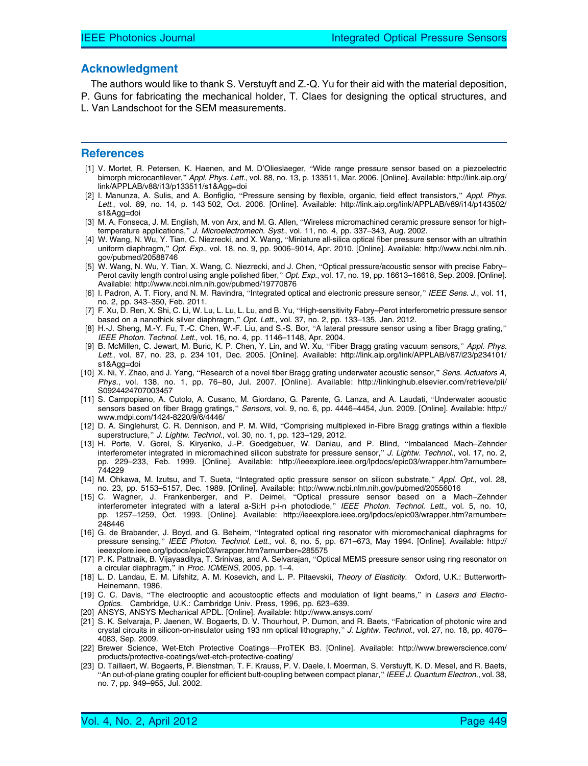## Acknowledgment

The authors would like to thank S. Verstuyft and Z.-Q. Yu for their aid with the material deposition, P. Guns for fabricating the mechanical holder, T. Claes for designing the optical structures, and L. Van Landschoot for the SEM measurements.

## References

[1] V. Mortet, R. Petersen, K. Haenen, and M. D'Olieslaeger, "Wide range pressure sensor based on a piezoelectric bimorph microcantilever," *Appl. Phys. Lett.*, vol. 88, no. 13, p. 133511, Mar. 2006. [Online]. Available: http://link.aip.org/link/APPLAB/v88/i13/p133511/s1&Agg=doi

[2] I. Manunza, A. Sulis, and A. Bonfiglio, "Pressure sensing by flexible, organic, field effect transistors," *Appl. Phys. Lett.*, vol. 89, no. 14, p. 143 502, Oct. 2006. [Online]. Available: http://link.aip.org/link/APPLAB/v89/i14/p143502/s1&Agg=doi

[3] M. A. Fonseca, J. M. English, M. von Arx, and M. G. Allen, "Wireless micromachined ceramic pressure sensor for high-temperature applications," *J. Microelectromech. Syst.*, vol. 11, no. 4, pp. 337–343, Aug. 2002.

[4] W. Wang, N. Wu, Y. Tian, C. Niezrecki, and X. Wang, "Miniature all-silica optical fiber pressure sensor with an ultrathin uniform diaphragm," *Opt. Exp.*, vol. 18, no. 9, pp. 9006–9014, Apr. 2010. [Online]. Available: http://www.ncbi.nlm.nih.gov/pubmed/20588746

[5] W. Wang, N. Wu, Y. Tian, X. Wang, C. Niezrecki, and J. Chen, "Optical pressure/acoustic sensor with precise Fabry–Perot cavity length control using angle polished fiber," *Opt. Exp.*, vol. 17, no. 19, pp. 16613–16618, Sep. 2009. [Online]. Available: http://www.ncbi.nlm.nih.gov/pubmed/19770876

[6] I. Padron, A. T. Fiory, and N. M. Ravindra, "Integrated optical and electronic pressure sensor," *IEEE Sens. J.*, vol. 11, no. 2, pp. 343–350, Feb. 2011.

[7] F. Xu, D. Ren, X. Shi, C. Li, W. Lu, L. Lu, L. Lu, and B. Yu, "High-sensitivity Fabry–Perot interferometric pressure sensor based on a nanothick silver diaphragm," *Opt. Lett.*, vol. 37, no. 2, pp. 133–135, Jan. 2012.

[8] H.-J. Sheng, M.-Y. Fu, T.-C. Chen, W.-F. Liu, and S.-S. Bor, "A lateral pressure sensor using a fiber Bragg grating," *IEEE Photon. Technol. Lett.*, vol. 16, no. 4, pp. 1146–1148, Apr. 2004.

[9] B. McMillen, C. Jewart, M. Buric, K. P. Chen, Y. Lin, and W. Xu, "Fiber Bragg grating vacuum sensors," *Appl. Phys. Lett.*, vol. 87, no. 23, p. 234 101, Dec. 2005. [Online]. Available: http://link.aip.org/link/APPLAB/v87/i23/p234101/s1&Agg=doi

[10] X. Ni, Y. Zhao, and J. Yang, "Research of a novel fiber Bragg grating underwater acoustic sensor," *Sens. Actuators A, Phys.*, vol. 138, no. 1, pp. 76–80, Jul. 2007. [Online]. Available: http://linkinghub.elsevier.com/retrieve/pii/S0924424707003457

[11] S. Campopiano, A. Cutolo, A. Cusano, M. Giordano, G. Parente, G. Lanza, and A. Laudati, "Underwater acoustic sensors based on fiber Bragg gratings," *Sensors*, vol. 9, no. 6, pp. 4446–4454, Jun. 2009. [Online]. Available: http://www.mdpi.com/1424-8220/9/6/4446/

[12] D. A. Singlehurst, C. R. Dennison, and P. M. Wild, "Comprising multiplexed in-Fibre Bragg gratings within a flexible superstructure," *J. Lightw. Technol.*, vol. 30, no. 1, pp. 123–129, 2012.

[13] H. Porte, V. Gorel, S. Kiryenko, J.-P. Goedgebuer, W. Daniau, and P. Blind, "Imbalanced Mach–Zehnder interferometer integrated in micromachined silicon substrate for pressure sensor," *J. Lightw. Technol.*, vol. 17, no. 2, pp. 229–233, Feb. 1999. [Online]. Available: http://ieeexplore.ieee.org/lpdocs/epic03/wrapper.htm?arnumber=744229

[14] M. Ohkawa, M. Izutsu, and T. Sueta, "Integrated optic pressure sensor on silicon substrate," *Appl. Opt.*, vol. 28, no. 23, pp. 5153–5157, Dec. 1989. [Online]. Available: http://www.ncbi.nlm.nih.gov/pubmed/20556016

[15] C. Wagner, J. Frankenberger, and P. Deimel, "Optical pressure sensor based on a Mach–Zehnder interferometer integrated with a lateral a-Si:H p-i-n photodiode," *IEEE Photon. Technol. Lett.*, vol. 5, no. 10, pp. 1257–1259, Oct. 1993. [Online]. Available: http://ieeexplore.ieee.org/lpdocs/epic03/wrapper.htm?arnumber=248446

[16] G. de Brabander, J. Boyd, and G. Beheim, "Integrated optical ring resonator with micromechanical diaphragms for pressure sensing," *IEEE Photon. Technol. Lett.*, vol. 6, no. 5, pp. 671–673, May 1994. [Online]. Available: http://ieeexplore.ieee.org/lpdocs/epic03/wrapper.htm?arnumber=285575

[17] P. K. Pattnaik, B. Vijayaaditya, T. Srinivas, and A. Selvarajan, "Optical MEMS pressure sensor using ring resonator on a circular diaphragm," in *Proc. ICMENS*, 2005, pp. 1–4.

[18] L. D. Landau, E. M. Lifshitz, A. M. Kosevich, and L. P. Pitaevskii, *Theory of Elasticity*. Oxford, U.K.: Butterworth-Heinemann, 1986.

[19] C. C. Davis, "The electrooptic and acoustooptic effects and modulation of light beams," in *Lasers and Electro-Optics*. Cambridge, U.K.: Cambridge Univ. Press, 1996, pp. 623–639.

[20] ANSYS, ANSYS Mechanical APDL. [Online]. Available: http://www.ansys.com/

[21] S. K. Selvaraja, P. Jaenen, W. Bogaerts, D. V. Thourhout, P. Dumon, and R. Baets, "Fabrication of photonic wire and crystal circuits in silicon-on-insulator using 193 nm optical lithography," *J. Lightw. Technol.*, vol. 27, no. 18, pp. 4076–4083, Sep. 2009.

[22] Brewer Science, Wet-Etch Protective Coatings—ProTEK B3. [Online]. Available: http://www.brewerscience.com/products/protective-coatings/wet-etch-protective-coating/

[23] D. Taillaert, W. Bogaerts, P. Bienstman, T. F. Krauss, P. V. Daele, I. Moerman, S. Verstuyft, K. D. Mesel, and R. Baets, "An out-of-plane grating coupler for efficient butt-coupling between compact planar," *IEEE J. Quantum Electron.*, vol. 38, no. 7, pp. 949–955, Jul. 2002.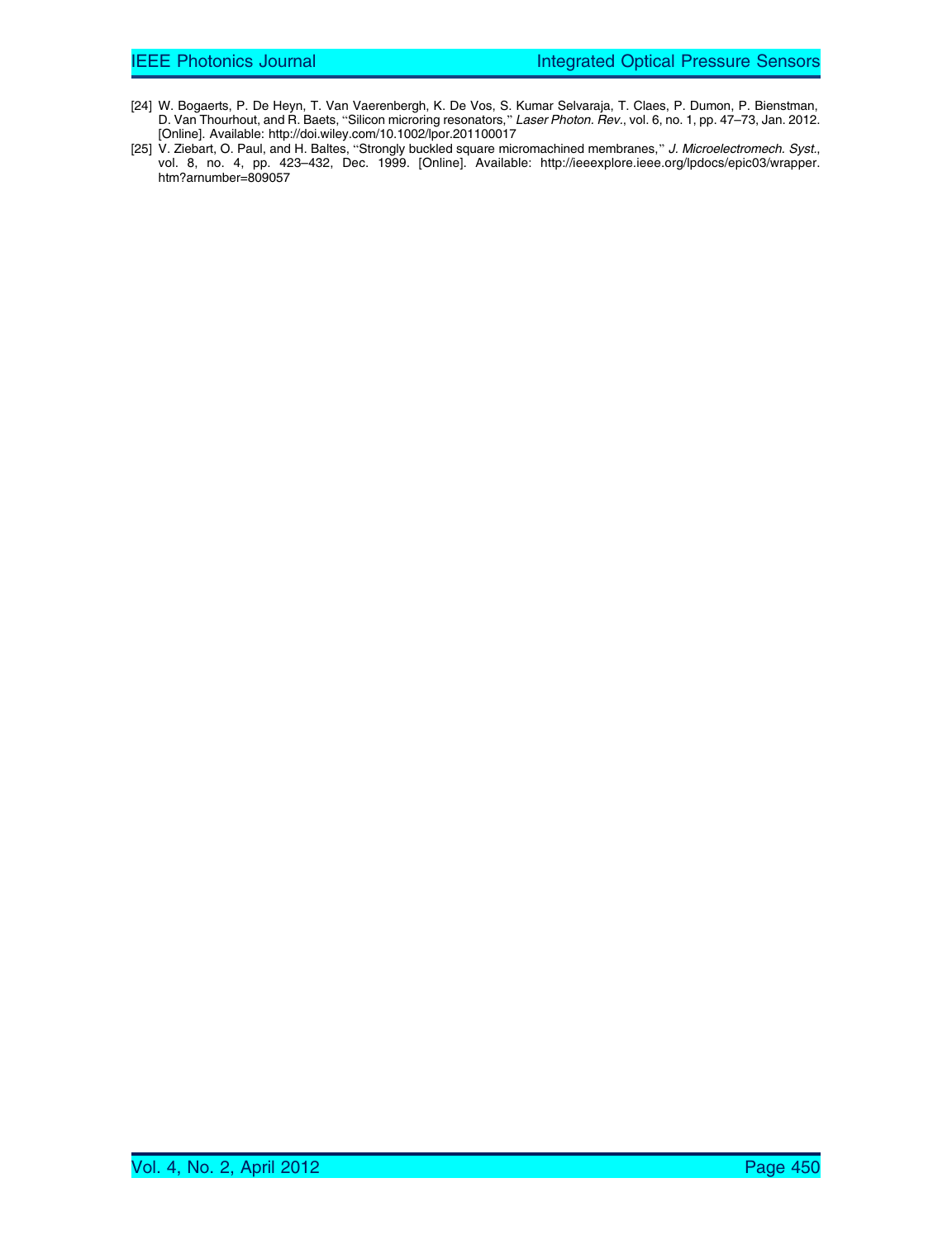[24] W. Bogaerts, P. De Heyn, T. Van Vaerenbergh, K. De Vos, S. Kumar Selvaraja, T. Claes, P. Dumon, P. Bienstman, D. Van Thourhout, and R. Baets, "Silicon microring resonators," *Laser Photon. Rev.*, vol. 6, no. 1, pp. 47–73, Jan. 2012. [Online]. Available: http://doi.wiley.com/10.1002/lpor.201100017

[25] V. Ziebart, O. Paul, and H. Baltes, "Strongly buckled square micromachined membranes," *J. Microelectromech. Syst.*, vol. 8, no. 4, pp. 423–432, Dec. 1999. [Online]. Available: http://ieeexplore.ieee.org/lpdocs/epic03/wrapper.htm?arnumber=809057